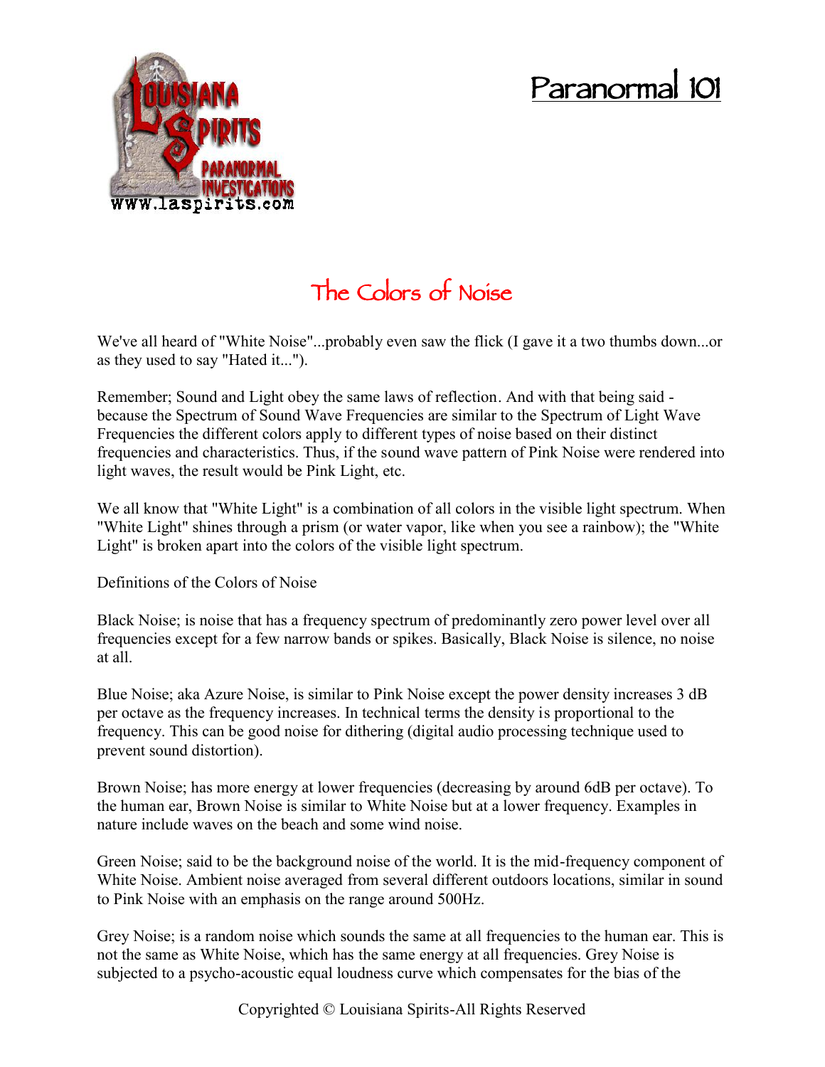# Paranormal 101

## The Colors of Noise

We've all heard of "White Noise"...probably even saw the flick (I gave it a two thumbs down...or as they used to say "Hated it...").

Remember; Sound and Light obey the same laws of reflection. And with that being said - because the Spectrum of Sound Wave Frequencies are similar to the Spectrum of Light Wave Frequencies the different colors apply to different types of noise based on their distinct frequencies and characteristics. Thus, if the sound wave pattern of Pink Noise were rendered into light waves, the result would be Pink Light, etc.

We all know that "White Light" is a combination of all colors in the visible light spectrum. When "White Light" shines through a prism (or water vapor, like when you see a rainbow); the "White Light" is broken apart into the colors of the visible light spectrum.

Definitions of the Colors of Noise

Black Noise; is noise that has a frequency spectrum of predominantly zero power level over all frequencies except for a few narrow bands or spikes. Basically, Black Noise is silence, no noise at all.

Blue Noise; aka Azure Noise, is similar to Pink Noise except the power density increases 3 dB per octave as the frequency increases. In technical terms the density is proportional to the frequency. This can be good noise for dithering (digital audio processing technique used to prevent sound distortion).

Brown Noise; has more energy at lower frequencies (decreasing by around 6dB per octave). To the human ear, Brown Noise is similar to White Noise but at a lower frequency. Examples in nature include waves on the beach and some wind noise.

Green Noise; said to be the background noise of the world. It is the mid-frequency component of White Noise. Ambient noise averaged from several different outdoors locations, similar in sound to Pink Noise with an emphasis on the range around 500Hz.

Grey Noise; is a random noise which sounds the same at all frequencies to the human ear. This is not the same as White Noise, which has the same energy at all frequencies. Grey Noise is subjected to a psycho-acoustic equal loudness curve which compensates for the bias of the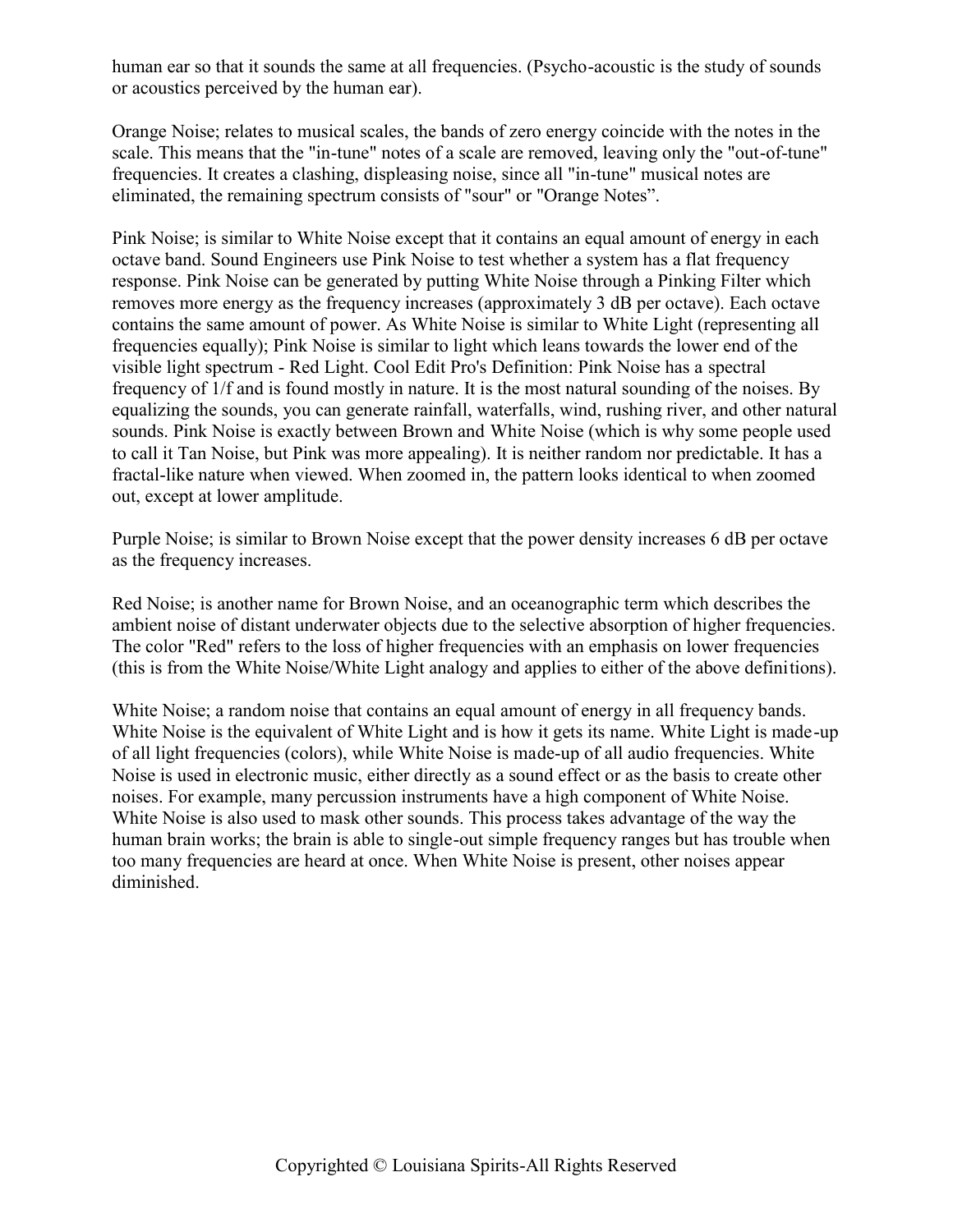human ear so that it sounds the same at all frequencies. (Psycho-acoustic is the study of sounds or acoustics perceived by the human ear).

Orange Noise; relates to musical scales, the bands of zero energy coincide with the notes in the scale. This means that the "in-tune" notes of a scale are removed, leaving only the "out-of-tune" frequencies. It creates a clashing, displeasing noise, since all "in-tune" musical notes are eliminated, the remaining spectrum consists of "sour" or "Orange Notes".

Pink Noise; is similar to White Noise except that it contains an equal amount of energy in each octave band. Sound Engineers use Pink Noise to test whether a system has a flat frequency response. Pink Noise can be generated by putting White Noise through a Pinking Filter which removes more energy as the frequency increases (approximately 3 dB per octave). Each octave contains the same amount of power. As White Noise is similar to White Light (representing all frequencies equally); Pink Noise is similar to light which leans towards the lower end of the visible light spectrum - Red Light. Cool Edit Pro's Definition: Pink Noise has a spectral frequency of 1/f and is found mostly in nature. It is the most natural sounding of the noises. By equalizing the sounds, you can generate rainfall, waterfalls, wind, rushing river, and other natural sounds. Pink Noise is exactly between Brown and White Noise (which is why some people used to call it Tan Noise, but Pink was more appealing). It is neither random nor predictable. It has a fractal-like nature when viewed. When zoomed in, the pattern looks identical to when zoomed out, except at lower amplitude.

Purple Noise; is similar to Brown Noise except that the power density increases 6 dB per octave as the frequency increases.

Red Noise; is another name for Brown Noise, and an oceanographic term which describes the ambient noise of distant underwater objects due to the selective absorption of higher frequencies. The color "Red" refers to the loss of higher frequencies with an emphasis on lower frequencies (this is from the White Noise/White Light analogy and applies to either of the above definitions).

White Noise; a random noise that contains an equal amount of energy in all frequency bands. White Noise is the equivalent of White Light and is how it gets its name. White Light is made-up of all light frequencies (colors), while White Noise is made-up of all audio frequencies. White Noise is used in electronic music, either directly as a sound effect or as the basis to create other noises. For example, many percussion instruments have a high component of White Noise. White Noise is also used to mask other sounds. This process takes advantage of the way the human brain works; the brain is able to single-out simple frequency ranges but has trouble when too many frequencies are heard at once. When White Noise is present, other noises appear diminished.